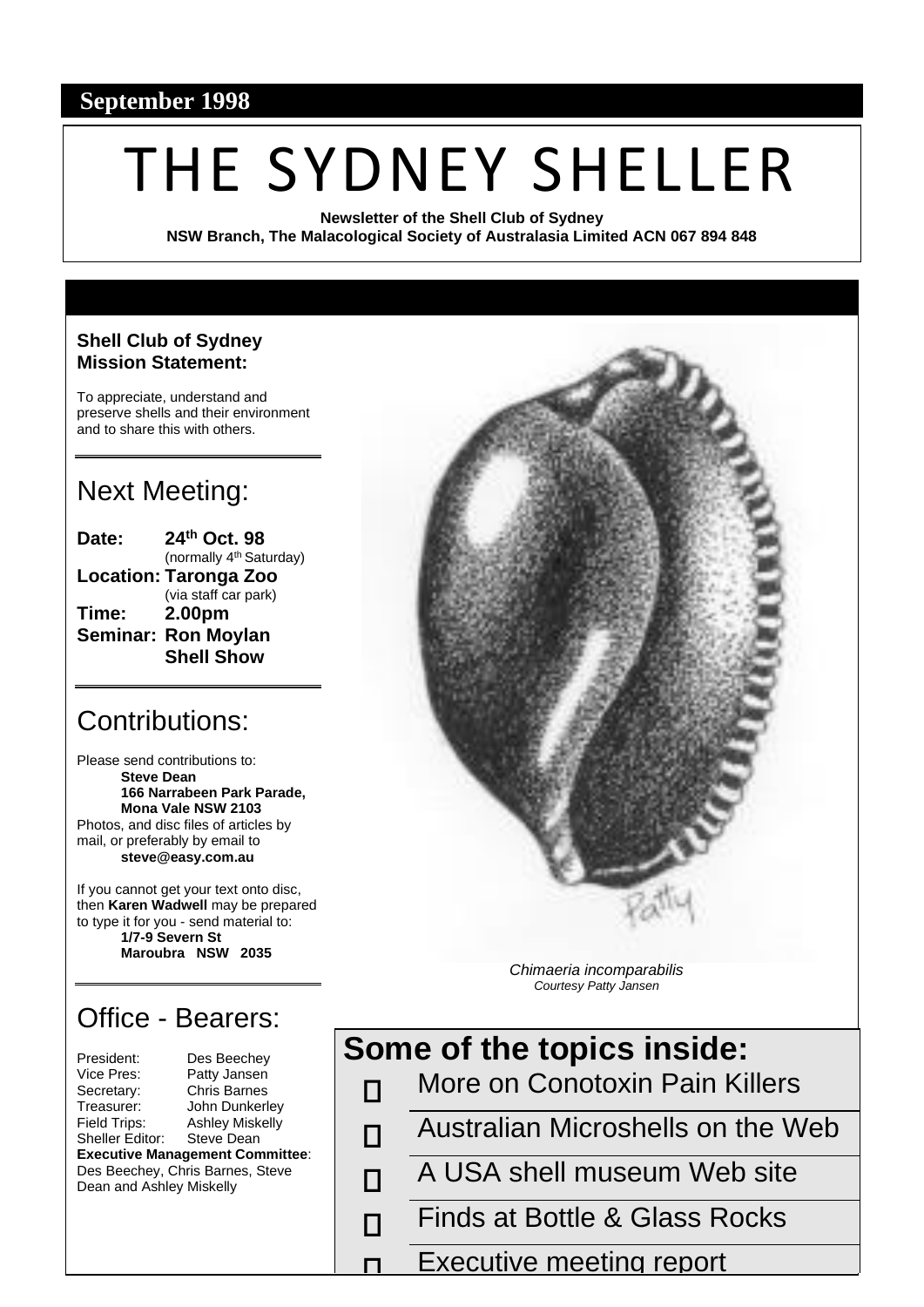**September 1998**

# THE SYDNEY SHELLER

**Newsletter of the Shell Club of Sydney**
**NSW Branch, The Malacological Society of Australasia Limited ACN 067 894 848**

**Shell Club of Sydney Mission Statement:**

To appreciate, understand and preserve shells and their environment and to share this with others.

## Next Meeting:

**Date:** **24th Oct. 98**
(normally 4th Saturday)
**Location:** **Taronga Zoo**
(via staff car park)
**Time:** **2.00pm**
**Seminar:** **Ron Moylan Shell Show**

## Contributions:

Please send contributions to:
**Steve Dean**
**166 Narrabeen Park Parade,**
**Mona Vale NSW 2103**
Photos, and disc files of articles by mail, or preferably by email to
**steve@easy.com.au**

If you cannot get your text onto disc, then **Karen Wadwell** may be prepared to type it for you - send material to:
**1/7-9 Severn St**
**Maroubra NSW 2035**

## Office - Bearers:

President: Des Beechey
Vice Pres: Patty Jansen
Secretary: Chris Barnes
Treasurer: John Dunkerley
Field Trips: Ashley Miskelly
Sheller Editor: Steve Dean
**Executive Management Committee**: Des Beechey, Chris Barnes, Steve Dean and Ashley Miskelly

*Chimaeria incomparabilis*
*Courtesy Patty Jansen*

## Some of the topics inside:

- More on Conotoxin Pain Killers
- Australian Microshells on the Web
- A USA shell museum Web site
- Finds at Bottle & Glass Rocks
- Executive meeting report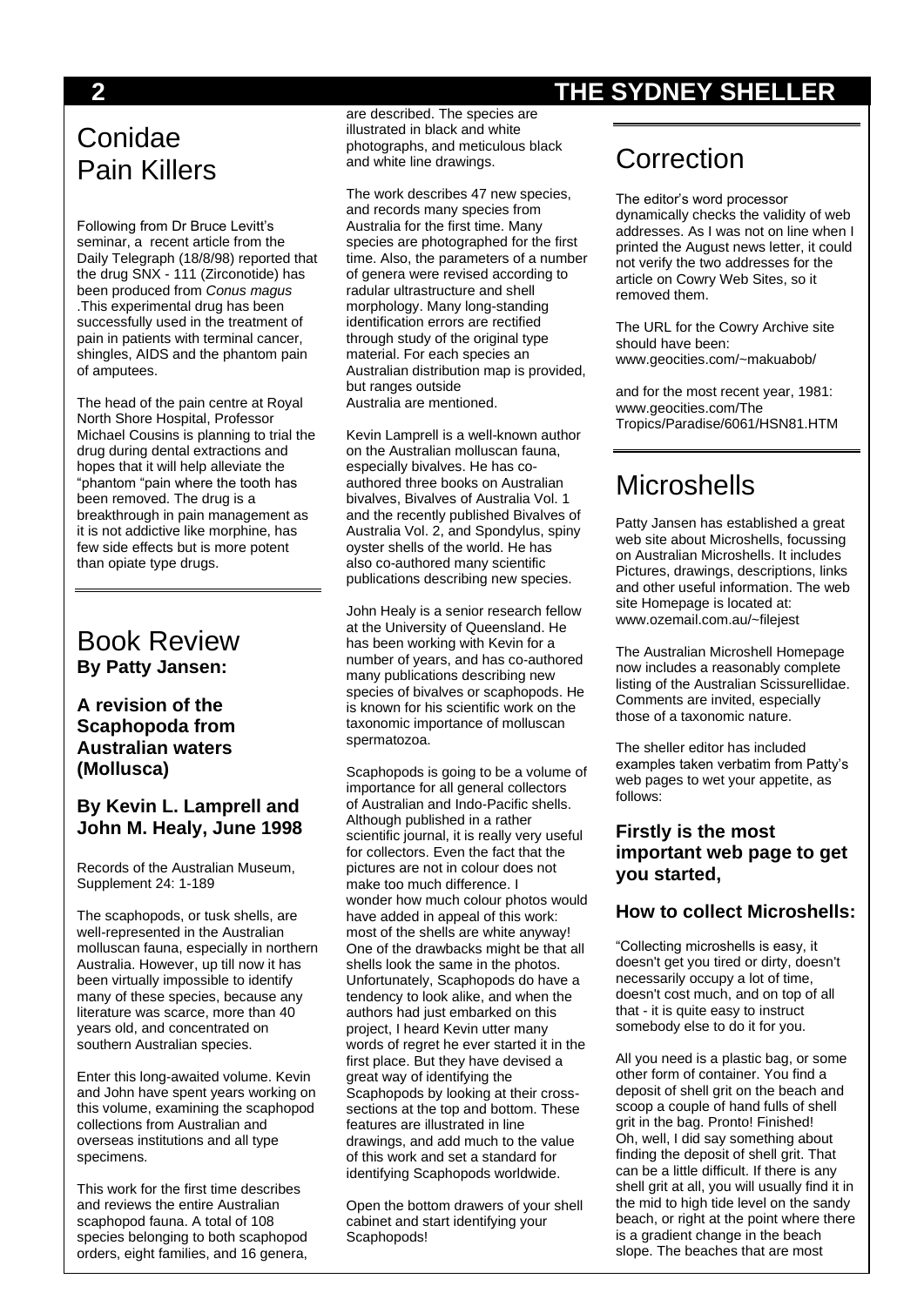# Conidae Pain Killers

Following from Dr Bruce Levitt's seminar, a recent article from the Daily Telegraph (18/8/98) reported that the drug SNX - 111 (Zirconotide) has been produced from *Conus magus* .This experimental drug has been successfully used in the treatment of pain in patients with terminal cancer, shingles, AIDS and the phantom pain of amputees.

The head of the pain centre at Royal North Shore Hospital, Professor Michael Cousins is planning to trial the drug during dental extractions and hopes that it will help alleviate the "phantom "pain where the tooth has been removed. The drug is a breakthrough in pain management as it is not addictive like morphine, has few side effects but is more potent than opiate type drugs.

# Book Review

**By Patty Jansen:**

### A revision of the Scaphopoda from Australian waters (Mollusca)

### By Kevin L. Lamprell and John M. Healy, June 1998

Records of the Australian Museum, Supplement 24: 1-189

The scaphopods, or tusk shells, are well-represented in the Australian molluscan fauna, especially in northern Australia. However, up till now it has been virtually impossible to identify many of these species, because any literature was scarce, more than 40 years old, and concentrated on southern Australian species.

Enter this long-awaited volume. Kevin and John have spent years working on this volume, examining the scaphopod collections from Australian and overseas institutions and all type specimens.

This work for the first time describes and reviews the entire Australian scaphopod fauna. A total of 108 species belonging to both scaphopod orders, eight families, and 16 genera, are described. The species are illustrated in black and white photographs, and meticulous black and white line drawings.

The work describes 47 new species, and records many species from Australia for the first time. Many species are photographed for the first time. Also, the parameters of a number of genera were revised according to radular ultrastructure and shell morphology. Many long-standing identification errors are rectified through study of the original type material. For each species an Australian distribution map is provided, but ranges outside Australia are mentioned.

Kevin Lamprell is a well-known author on the Australian molluscan fauna, especially bivalves. He has co-authored three books on Australian bivalves, Bivalves of Australia Vol. 1 and the recently published Bivalves of Australia Vol. 2, and Spondylus, spiny oyster shells of the world. He has also co-authored many scientific publications describing new species.

John Healy is a senior research fellow at the University of Queensland. He has been working with Kevin for a number of years, and has co-authored many publications describing new species of bivalves or scaphopods. He is known for his scientific work on the taxonomic importance of molluscan spermatozoa.

Scaphopods is going to be a volume of importance for all general collectors of Australian and Indo-Pacific shells. Although published in a rather scientific journal, it is really very useful for collectors. Even the fact that the pictures are not in colour does not make too much difference. I wonder how much colour photos would have added in appeal of this work: most of the shells are white anyway! One of the drawbacks might be that all shells look the same in the photos. Unfortunately, Scaphopods do have a tendency to look alike, and when the authors had just embarked on this project, I heard Kevin utter many words of regret he ever started it in the first place. But they have devised a great way of identifying the Scaphopods by looking at their cross-sections at the top and bottom. These features are illustrated in line drawings, and add much to the value of this work and set a standard for identifying Scaphopods worldwide.

Open the bottom drawers of your shell cabinet and start identifying your Scaphopods!

# Correction

The editor's word processor dynamically checks the validity of web addresses. As I was not on line when I printed the August news letter, it could not verify the two addresses for the article on Cowry Web Sites, so it removed them.

The URL for the Cowry Archive site should have been: www.geocities.com/~makuabob/

and for the most recent year, 1981: www.geocities.com/The Tropics/Paradise/6061/HSN81.HTM

# Microshells

Patty Jansen has established a great web site about Microshells, focussing on Australian Microshells. It includes Pictures, drawings, descriptions, links and other useful information. The web site Homepage is located at: www.ozemail.com.au/~filejest

The Australian Microshell Homepage now includes a reasonably complete listing of the Australian Scissurellidae. Comments are invited, especially those of a taxonomic nature.

The sheller editor has included examples taken verbatim from Patty's web pages to wet your appetite, as follows:

### Firstly is the most important web page to get you started,

### How to collect Microshells:

"Collecting microshells is easy, it doesn't get you tired or dirty, doesn't necessarily occupy a lot of time, doesn't cost much, and on top of all that - it is quite easy to instruct somebody else to do it for you.

All you need is a plastic bag, or some other form of container. You find a deposit of shell grit on the beach and scoop a couple of hand fulls of shell grit in the bag. Pronto! Finished! Oh, well, I did say something about finding the deposit of shell grit. That can be a little difficult. If there is any shell grit at all, you will usually find it in the mid to high tide level on the sandy beach, or right at the point where there is a gradient change in the beach slope. The beaches that are most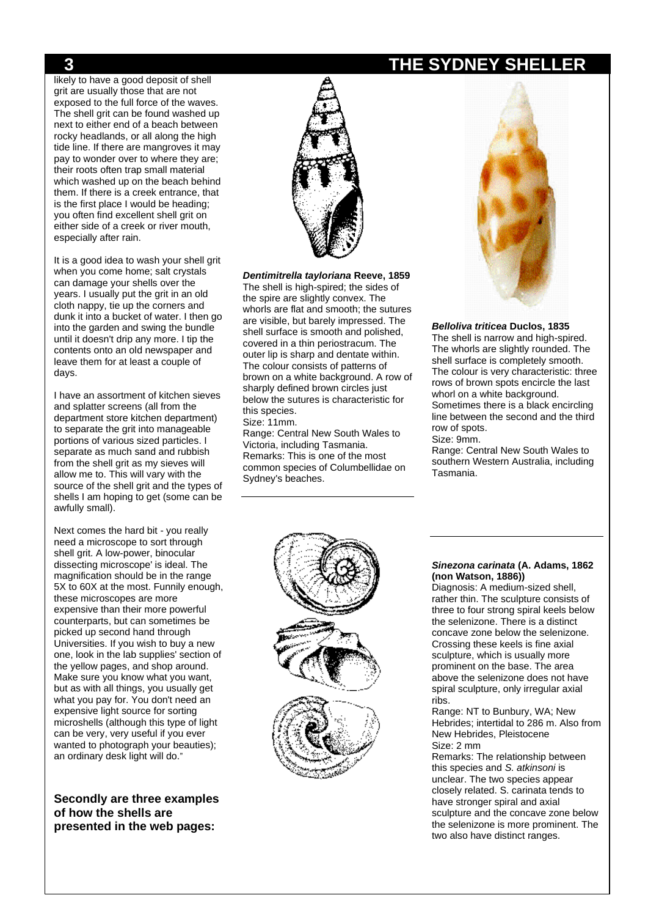likely to have a good deposit of shell grit are usually those that are not exposed to the full force of the waves. The shell grit can be found washed up next to either end of a beach between rocky headlands, or all along the high tide line. If there are mangroves it may pay to wonder over to where they are; their roots often trap small material which washed up on the beach behind them. If there is a creek entrance, that is the first place I would be heading; you often find excellent shell grit on either side of a creek or river mouth, especially after rain.

It is a good idea to wash your shell grit when you come home; salt crystals can damage your shells over the years. I usually put the grit in an old cloth nappy, tie up the corners and dunk it into a bucket of water. I then go into the garden and swing the bundle until it doesn't drip any more. I tip the contents onto an old newspaper and leave them for at least a couple of days.

I have an assortment of kitchen sieves and splatter screens (all from the department store kitchen department) to separate the grit into manageable portions of various sized particles. I separate as much sand and rubbish from the shell grit as my sieves will allow me to. This will vary with the source of the shell grit and the types of shells I am hoping to get (some can be awfully small).

Next comes the hard bit - you really need a microscope to sort through shell grit. A low-power, binocular dissecting microscope' is ideal. The magnification should be in the range 5X to 60X at the most. Funnily enough, these microscopes are more expensive than their more powerful counterparts, but can sometimes be picked up second hand through Universities. If you wish to buy a new one, look in the lab supplies' section of the yellow pages, and shop around. Make sure you know what you want, but as with all things, you usually get what you pay for. You don't need an expensive light source for sorting microshells (although this type of light can be very, very useful if you ever wanted to photograph your beauties); an ordinary desk light will do."

**Secondly are three examples of how the shells are presented in the web pages:**

***Dentimitrella tayloriana*** **Reeve, 1859**
The shell is high-spired; the sides of the spire are slightly convex. The whorls are flat and smooth; the sutures are visible, but barely impressed. The shell surface is smooth and polished, covered in a thin periostracum. The outer lip is sharp and dentate within. The colour consists of patterns of brown on a white background. A row of sharply defined brown circles just below the sutures is characteristic for this species.
Size: 11mm.
Range: Central New South Wales to Victoria, including Tasmania.
Remarks: This is one of the most common species of Columbellidae on Sydney's beaches.

***Belloliva triticea*** **Duclos, 1835**
The shell is narrow and high-spired. The whorls are slightly rounded. The shell surface is completely smooth. The colour is very characteristic: three rows of brown spots encircle the last whorl on a white background. Sometimes there is a black encircling line between the second and the third row of spots.
Size: 9mm.
Range: Central New South Wales to southern Western Australia, including Tasmania.

***Sinezona carinata*** **(A. Adams, 1862 (non Watson, 1886))**
Diagnosis: A medium-sized shell, rather thin. The sculpture consists of three to four strong spiral keels below the selenizone. There is a distinct concave zone below the selenizone. Crossing these keels is fine axial sculpture, which is usually more prominent on the base. The area above the selenizone does not have spiral sculpture, only irregular axial ribs.
Range: NT to Bunbury, WA; New Hebrides; intertidal to 286 m. Also from New Hebrides, Pleistocene
Size: 2 mm
Remarks: The relationship between this species and *S. atkinsoni* is unclear. The two species appear closely related. S. carinata tends to have stronger spiral and axial sculpture and the concave zone below the selenizone is more prominent. The two also have distinct ranges.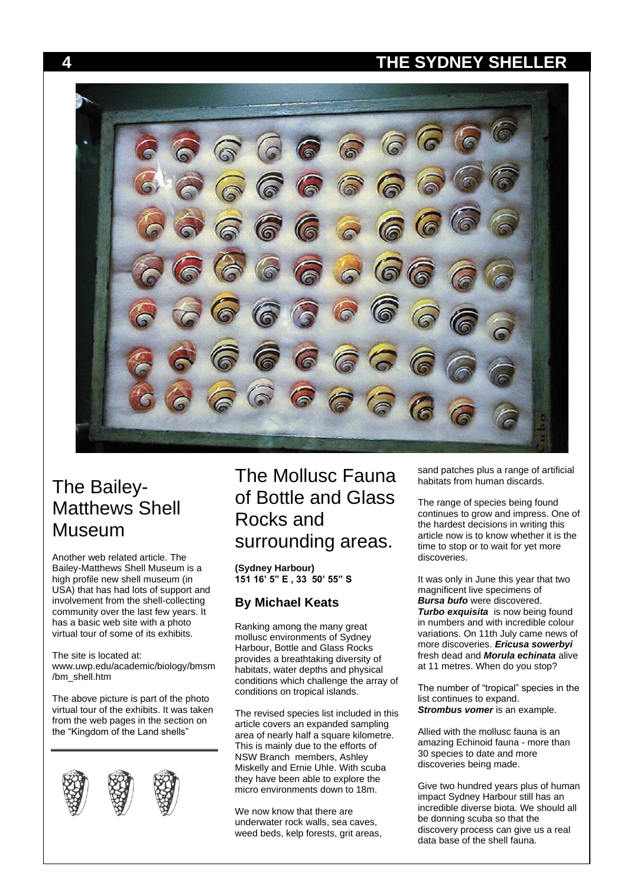# The Bailey-Matthews Shell Museum

Another web related article. The Bailey-Matthews Shell Museum is a high profile new shell museum (in USA) that has had lots of support and involvement from the shell-collecting community over the last few years. It has a basic web site with a photo virtual tour of some of its exhibits.

The site is located at: www.uwp.edu/academic/biology/bmsm/bm_shell.htm

The above picture is part of the photo virtual tour of the exhibits. It was taken from the web pages in the section on the "Kingdom of the Land shells"

# The Mollusc Fauna of Bottle and Glass Rocks and surrounding areas.

**(Sydney Harbour)**
**151 16' 5" E , 33 50' 55" S**

### By Michael Keats

Ranking among the many great mollusc environments of Sydney Harbour, Bottle and Glass Rocks provides a breathtaking diversity of habitats, water depths and physical conditions which challenge the array of conditions on tropical islands.

The revised species list included in this article covers an expanded sampling area of nearly half a square kilometre. This is mainly due to the efforts of NSW Branch members, Ashley Miskelly and Ernie Uhle. With scuba they have been able to explore the micro environments down to 18m.

We now know that there are underwater rock walls, sea caves, weed beds, kelp forests, grit areas, sand patches plus a range of artificial habitats from human discards.

The range of species being found continues to grow and impress. One of the hardest decisions in writing this article now is to know whether it is the time to stop or to wait for yet more discoveries.

It was only in June this year that two magnificent live specimens of ***Bursa bufo*** were discovered. ***Turbo exquisita*** is now being found in numbers and with incredible colour variations. On 11th July came news of more discoveries. ***Ericusa sowerbyi*** fresh dead and ***Morula echinata*** alive at 11 metres. When do you stop?

The number of "tropical" species in the list continues to expand. ***Strombus vomer*** is an example.

Allied with the mollusc fauna is an amazing Echinoid fauna - more than 30 species to date and more discoveries being made.

Give two hundred years plus of human impact Sydney Harbour still has an incredible diverse biota. We should all be donning scuba so that the discovery process can give us a real data base of the shell fauna.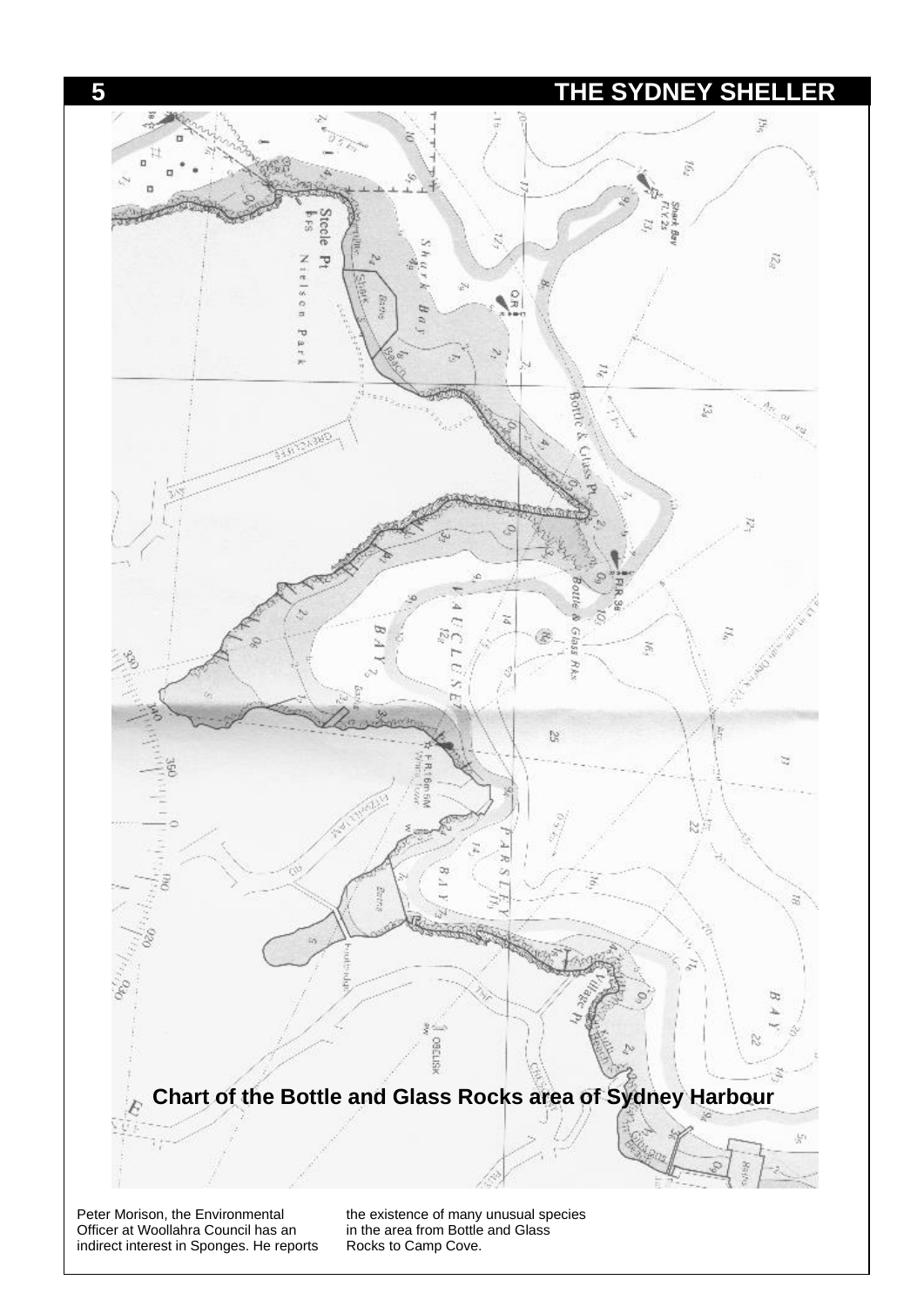**Chart of the Bottle and Glass Rocks area of Sydney Harbour**

Peter Morison, the Environmental Officer at Woollahra Council has an indirect interest in Sponges. He reports the existence of many unusual species in the area from Bottle and Glass Rocks to Camp Cove.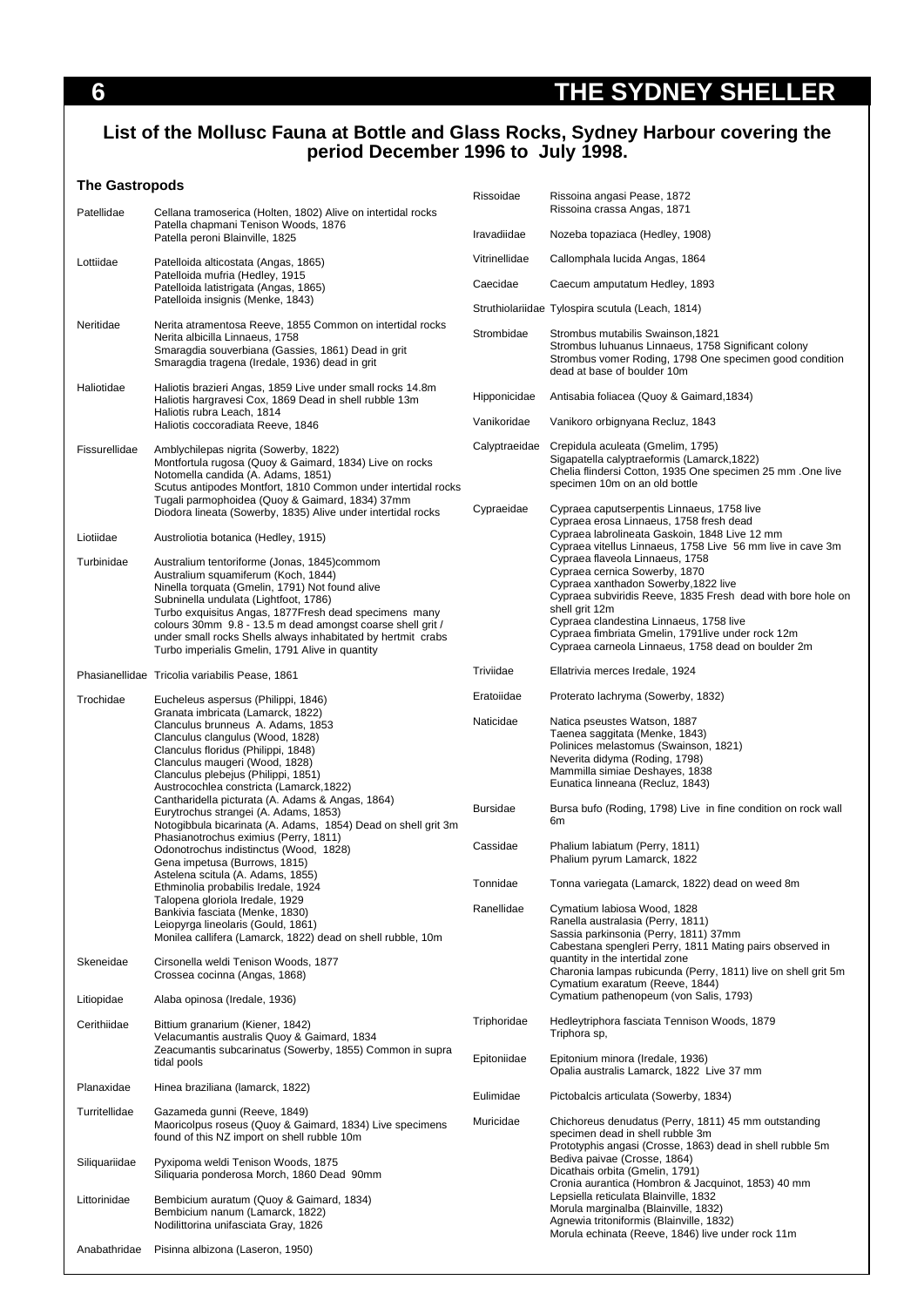## List of the Mollusc Fauna at Bottle and Glass Rocks, Sydney Harbour covering the period December 1996 to July 1998.

### The Gastropods

| Family | Species |
|---|---|
| Patellidae | Cellana tramoserica (Holten, 1802) Alive on intertidal rocks<br>Patella chapmani Tenison Woods, 1876<br>Patella peroni Blainville, 1825 |
| Lottiidae | Patelloida alticostata (Angas, 1865)<br>Patelloida mufria (Hedley, 1915<br>Patelloida latistrigata (Angas, 1865)<br>Patelloida insignis (Menke, 1843) |
| Neritidae | Nerita atramentosa Reeve, 1855 Common on intertidal rocks<br>Nerita albicilla Linnaeus, 1758<br>Smaragdia souverbiana (Gassies, 1861) Dead in grit<br>Smaragdia tragena (Iredale, 1936) dead in grit |
| Haliotidae | Haliotis brazieri Angas, 1859 Live under small rocks 14.8m<br>Haliotis hargravesi Cox, 1869 Dead in shell rubble 13m<br>Haliotis rubra Leach, 1814<br>Haliotis coccoradiata Reeve, 1846 |
| Fissurellidae | Amblychilepas nigrita (Sowerby, 1822)<br>Montfortula rugosa (Quoy & Gaimard, 1834) Live on rocks<br>Notomella candida (A. Adams, 1851)<br>Scutus antipodes Montfort, 1810 Common under intertidal rocks<br>Tugali parmophoidea (Quoy & Gaimard, 1834) 37mm<br>Diodora lineata (Sowerby, 1835) Alive under intertidal rocks |
| Liotiidae | Austroliotia botanica (Hedley, 1915) |
| Turbinidae | Australium tentoriforme (Jonas, 1845)commom<br>Australium squamiferum (Koch, 1844)<br>Ninella torquata (Gmelin, 1791) Not found alive<br>Subninella undulata (Lightfoot, 1786)<br>Turbo exquisitus Angas, 1877Fresh dead specimens many colours 30mm 9.8 - 13.5 m dead amongst coarse shell grit / under small rocks Shells always inhabitated by hertmit crabs<br>Turbo imperialis Gmelin, 1791 Alive in quantity |
| Phasianellidae | Tricolia variabilis Pease, 1861 |
| Trochidae | Eucheleus aspersus (Philippi, 1846)<br>Granata imbricata (Lamarck, 1822)<br>Clanculus brunneus A. Adams, 1853<br>Clanculus clangulus (Wood, 1828)<br>Clanculus floridus (Philippi, 1848)<br>Clanculus maugeri (Wood, 1828)<br>Clanculus plebejus (Philippi, 1851)<br>Austrocochlea constricta (Lamarck,1822)<br>Cantharidella picturata (A. Adams & Angas, 1864)<br>Eurytrochus strangei (A. Adams, 1853)<br>Notogibbula bicarinata (A. Adams, 1854) Dead on shell grit 3m<br>Phasianotrochus eximius (Perry, 1811)<br>Odonotrochus indistinctus (Wood, 1828)<br>Gena impetusa (Burrows, 1815)<br>Astelena scitula (A. Adams, 1855)<br>Ethminolia probabilis Iredale, 1924<br>Talopena gloriola Iredale, 1929<br>Bankivia fasciata (Menke, 1830)<br>Leiopyrga lineolaris (Gould, 1861)<br>Monilea callifera (Lamarck, 1822) dead on shell rubble, 10m |
| Skeneidae | Cirsonella weldi Tenison Woods, 1877<br>Crossea cocinna (Angas, 1868) |
| Litiopidae | Alaba opinosa (Iredale, 1936) |
| Cerithiidae | Bittium granarium (Kiener, 1842)<br>Velacumantis australis Quoy & Gaimard, 1834<br>Zeacumantis subcarinatus (Sowerby, 1855) Common in supra tidal pools |
| Planaxidae | Hinea braziliana (lamarck, 1822) |
| Turritellidae | Gazameda gunni (Reeve, 1849)<br>Maoricolpus roseus (Quoy & Gaimard, 1834) Live specimens found of this NZ import on shell rubble 10m |
| Siliquariidae | Pyxipoma weldi Tenison Woods, 1875<br>Siliquaria ponderosa Morch, 1860 Dead 90mm |
| Littorinidae | Bembicium auratum (Quoy & Gaimard, 1834)<br>Bembicium nanum (Lamarck, 1822)<br>Nodilittorina unifasciata Gray, 1826 |
| Anabathridae | Pisinna albizona (Laseron, 1950) |
| Rissoidae | Rissoina angasi Pease, 1872<br>Rissoina crassa Angas, 1871 |
| Iravadiidae | Nozeba topaziaca (Hedley, 1908) |
| Vitrinellidae | Callomphala lucida Angas, 1864 |
| Caecidae | Caecum amputatum Hedley, 1893 |
| Struthiolariidae | Tylospira scutula (Leach, 1814) |
| Strombidae | Strombus mutabilis Swainson,1821<br>Strombus luhuanus Linnaeus, 1758 Significant colony<br>Strombus vomer Roding, 1798 One specimen good condition dead at base of boulder 10m |
| Hipponicidae | Antisabia foliacea (Quoy & Gaimard,1834) |
| Vanikoridae | Vanikoro orbignyana Recluz, 1843 |
| Calyptraeidae | Crepidula aculeata (Gmelim, 1795)<br>Sigapatella calyptraeformis (Lamarck,1822)<br>Chelia flindersi Cotton, 1935 One specimen 25 mm .One live specimen 10m on an old bottle |
| Cypraeidae | Cypraea caputserpentis Linnaeus, 1758 live<br>Cypraea erosa Linnaeus, 1758 fresh dead<br>Cypraea labrolineata Gaskoin, 1848 Live 12 mm<br>Cypraea vitellus Linnaeus, 1758 Live 56 mm live in cave 3m<br>Cypraea flaveola Linnaeus, 1758<br>Cypraea cernica Sowerby, 1870<br>Cypraea xanthadon Sowerby,1822 live<br>Cypraea subviridis Reeve, 1835 Fresh dead with bore hole on shell grit 12m<br>Cypraea clandestina Linnaeus, 1758 live<br>Cypraea fimbriata Gmelin, 1791live under rock 12m<br>Cypraea carneola Linnaeus, 1758 dead on boulder 2m |
| Triviidae | Ellatrivia merces Iredale, 1924 |
| Eratoiidae | Proterato lachryma (Sowerby, 1832) |
| Naticidae | Natica pseustes Watson, 1887<br>Taenea saggitata (Menke, 1843)<br>Polinices melastomus (Swainson, 1821)<br>Neverita didyma (Roding, 1798)<br>Mammilla simiae Deshayes, 1838<br>Eunatica linneana (Recluz, 1843) |
| Bursidae | Bursa bufo (Roding, 1798) Live in fine condition on rock wall 6m |
| Cassidae | Phalium labiatum (Perry, 1811)<br>Phalium pyrum Lamarck, 1822 |
| Tonnidae | Tonna variegata (Lamarck, 1822) dead on weed 8m |
| Ranellidae | Cymatium labiosa Wood, 1828<br>Ranella australasia (Perry, 1811)<br>Sassia parkinsonia (Perry, 1811) 37mm<br>Cabestana spengleri Perry, 1811 Mating pairs observed in quantity in the intertidal zone<br>Charonia lampas rubicunda (Perry, 1811) live on shell grit 5m<br>Cymatium exaratum (Reeve, 1844)<br>Cymatium pathenopeum (von Salis, 1793) |
| Triphoridae | Hedleytriphora fasciata Tennison Woods, 1879<br>Triphora sp, |
| Epitoniidae | Epitonium minora (Iredale, 1936)<br>Opalia australis Lamarck, 1822 Live 37 mm |
| Eulimidae | Pictobalcis articulata (Sowerby, 1834) |
| Muricidae | Chichoreus denudatus (Perry, 1811) 45 mm outstanding specimen dead in shell rubble 3m<br>Prototyphis angasi (Crosse, 1863) dead in shell rubble 5m<br>Bediva paivae (Crosse, 1864)<br>Dicathais orbita (Gmelin, 1791)<br>Cronia aurantica (Hombron & Jacquinot, 1853) 40 mm<br>Lepsiella reticulata Blainville, 1832<br>Morula marginalba (Blainville, 1832)<br>Agnewia tritoniformis (Blainville, 1832)<br>Morula echinata (Reeve, 1846) live under rock 11m |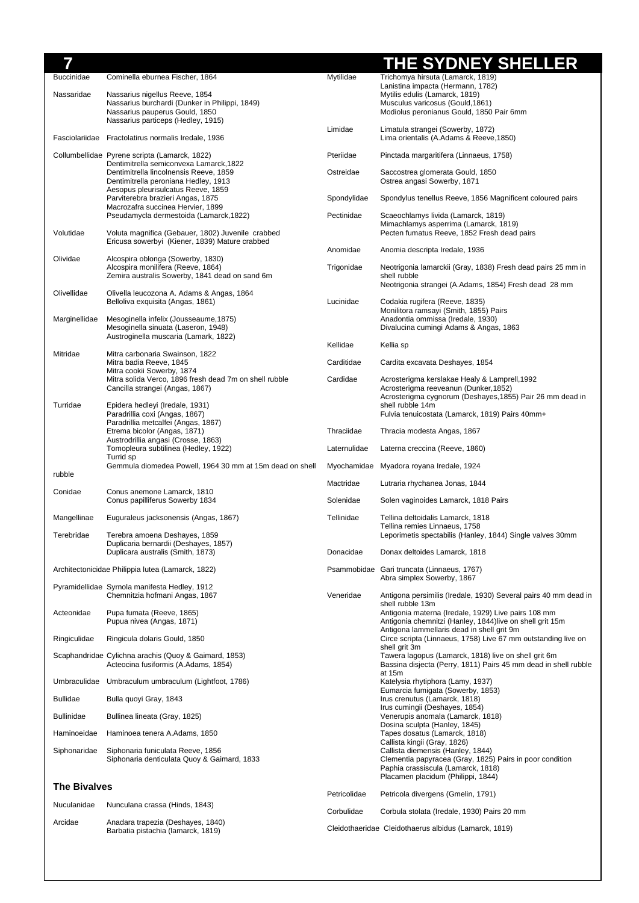| | |
|---|---|
| Buccinidae | Cominella eburnea Fischer, 1864 |
| Nassaridae | Nassarius nigellus Reeve, 1854<br>Nassarius burchardi (Dunker in Philippi, 1849)<br>Nassarius pauperus Gould, 1850<br>Nassarius particeps (Hedley, 1915) |
| Fasciolariidae | Fractolatirus normalis Iredale, 1936 |
| Collumbellidae | Pyrene scripta (Lamarck, 1822)<br>Dentimitrella semiconvexa Lamarck,1822<br>Dentimitrella lincolnensis Reeve, 1859<br>Dentimitrella peroniana Hedley, 1913<br>Aesopus pleurisulcatus Reeve, 1859<br>Parviterebra brazieri Angas, 1875<br>Macrozafra succinea Hervier, 1899<br>Pseudamycla dermestoida (Lamarck,1822) |
| Volutidae | Voluta magnifica (Gebauer, 1802) Juvenile crabbed<br>Ericusa sowerbyi (Kiener, 1839) Mature crabbed |
| Olividae | Alcospira oblonga (Sowerby, 1830)<br>Alcospira monilifera (Reeve, 1864)<br>Zemira australis Sowerby, 1841 dead on sand 6m |
| Olivellidae | Olivella leucozona A. Adams & Angas, 1864<br>Belloliva exquisita (Angas, 1861) |
| Marginellidae | Mesoginella infelix (Jousseaume,1875)<br>Mesoginella sinuata (Laseron, 1948)<br>Austroginella muscaria (Lamark, 1822) |
| Mitridae | Mitra carbonaria Swainson, 1822<br>Mitra badia Reeve, 1845<br>Mitra cookii Sowerby, 1874<br>Mitra solida Verco, 1896 fresh dead 7m on shell rubble<br>Cancilla strangei (Angas, 1867) |
| Turridae | Epidera hedleyi (Iredale, 1931)<br>Paradrillia coxi (Angas, 1867)<br>Paradrillia metcalfei (Angas, 1867)<br>Etrema bicolor (Angas, 1871)<br>Austrodrillia angasi (Crosse, 1863)<br>Tomopleura subtilinea (Hedley, 1922)<br>Turrid sp<br>Gemmula diomedea Powell, 1964 30 mm at 15m dead on shell rubble |
| Conidae | Conus anemone Lamarck, 1810<br>Conus papilliferus Sowerby 1834 |
| Mangellinae | Euguraleus jacksonensis (Angas, 1867) |
| Terebridae | Terebra amoena Deshayes, 1859<br>Duplicaria bernardii (Deshayes, 1857)<br>Duplicara australis (Smith, 1873) |
| Architectonicidae | Philippia lutea (Lamarck, 1822) |
| Pyramidellidae | Syrnola manifesta Hedley, 1912<br>Chemnitzia hofmani Angas, 1867 |
| Acteonidae | Pupa fumata (Reeve, 1865)<br>Pupua nivea (Angas, 1871) |
| Ringiculidae | Ringicula dolaris Gould, 1850 |
| Scaphandridae | Cylichna arachis (Quoy & Gaimard, 1853)<br>Acteocina fusiformis (A.Adams, 1854) |
| Umbraculidae | Umbraculum umbraculum (Lightfoot, 1786) |
| Bullidae | Bulla quoyi Gray, 1843 |
| Bullinidae | Bullinea lineata (Gray, 1825) |
| Haminoeidae | Haminoea tenera A.Adams, 1850 |
| Siphonaridae | Siphonaria funiculata Reeve, 1856<br>Siphonaria denticulata Quoy & Gaimard, 1833 |

### The Bivalves

| | |
|---|---|
| Nuculanidae | Nunculana crassa (Hinds, 1843) |
| Arcidae | Anadara trapezia (Deshayes, 1840)<br>Barbatia pistachia (lamarck, 1819) |
| Mytilidae | Trichomya hirsuta (Lamarck, 1819)<br>Lanistina impacta (Hermann, 1782)<br>Mytilis edulis (Lamarck, 1819)<br>Musculus varicosus (Gould,1861)<br>Modiolus peronianus Gould, 1850 Pair 6mm |
| Limidae | Limatula strangei (Sowerby, 1872)<br>Lima orientalis (A.Adams & Reeve,1850) |
| Pteriidae | Pinctada margaritifera (Linnaeus, 1758) |
| Ostreidae | Saccostrea glomerata Gould, 1850<br>Ostrea angasi Sowerby, 1871 |
| Spondylidae | Spondylus tenellus Reeve, 1856 Magnificent coloured pairs |
| Pectinidae | Scaeochlamys livida (Lamarck, 1819)<br>Mimachlamys asperrima (Lamarck, 1819)<br>Pecten fumatus Reeve, 1852 Fresh dead pairs |
| Anomidae | Anomia descripta Iredale, 1936 |
| Trigonidae | Neotrigonia lamarckii (Gray, 1838) Fresh dead pairs 25 mm in shell rubble<br>Neotrigonia strangei (A.Adams, 1854) Fresh dead 28 mm |
| Lucinidae | Codakia rugifera (Reeve, 1835)<br>Monilitora ramsayi (Smith, 1855) Pairs<br>Anadontia ommissa (Iredale, 1930)<br>Divalucina cumingi Adams & Angas, 1863 |
| Kellidae | Kellia sp |
| Carditidae | Cardita excavata Deshayes, 1854 |
| Cardidae | Acrosterigma kerslakae Healy & Lamprell,1992<br>Acrosterigma reeveanun (Dunker,1852)<br>Acrosterigma cygnorum (Deshayes,1855) Pair 26 mm dead in shell rubble 14m<br>Fulvia tenuicostata (Lamarck, 1819) Pairs 40mm+ |
| Thraciidae | Thracia modesta Angas, 1867 |
| Laternulidae | Laterna creccina (Reeve, 1860) |
| Myochamidae | Myadora royana Iredale, 1924 |
| Mactridae | Lutraria rhychanea Jonas, 1844 |
| Solenidae | Solen vaginoides Lamarck, 1818 Pairs |
| Tellinidae | Tellina deltoidalis Lamarck, 1818<br>Tellina remies Linnaeus, 1758<br>Leporimetis spectabilis (Hanley, 1844) Single valves 30mm |
| Donacidae | Donax deltoides Lamarck, 1818 |
| Psammobidae | Gari truncata (Linnaeus, 1767)<br>Abra simplex Sowerby, 1867 |
| Veneridae | Antigona persimilis (Iredale, 1930) Several pairs 40 mm dead in shell rubble 13m<br>Antigonia materna (Iredale, 1929) Live pairs 108 mm<br>Antigonia chemnitzi (Hanley, 1844)live on shell grit 15m<br>Antigona lammellaris dead in shell grit 9m<br>Circe scripta (Linnaeus, 1758) Live 67 mm outstanding live on shell grit 3m<br>Tawera lagopus (Lamarck, 1818) live on shell grit 6m<br>Bassina disjecta (Perry, 1811) Pairs 45 mm dead in shell rubble at 15m<br>Katelysia rhytiphora (Lamy, 1937)<br>Eumarcia fumigata (Sowerby, 1853)<br>Irus crenutus (Lamarck, 1818)<br>Irus cumingii (Deshayes, 1854)<br>Venerupis anomala (Lamarck, 1818)<br>Dosina sculpta (Hanley, 1845)<br>Tapes dosatus (Lamarck, 1818)<br>Callista kingii (Gray, 1826)<br>Callista diemensis (Hanley, 1844)<br>Clementia papyracea (Gray, 1825) Pairs in poor condition<br>Paphia crassiscula (Lamarck, 1818)<br>Placamen placidum (Philippi, 1844) |
| Petricolidae | Petricola divergens (Gmelin, 1791) |
| Corbulidae | Corbula stolata (Iredale, 1930) Pairs 20 mm |
| Cleidothaeridae | Cleidothaerus albidus (Lamarck, 1819) |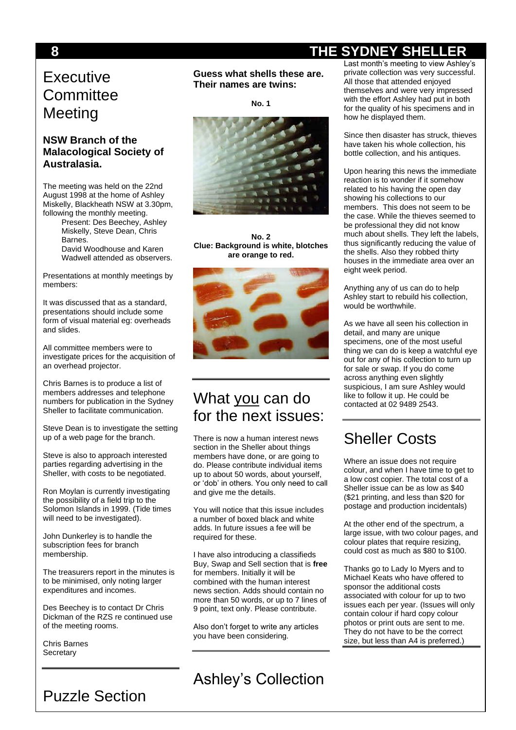# Executive Committee Meeting

## NSW Branch of the Malacological Society of Australasia.

The meeting was held on the 22nd August 1998 at the home of Ashley Miskelly, Blackheath NSW at 3.30pm, following the monthly meeting.

Present: Des Beechey, Ashley Miskelly, Steve Dean, Chris Barnes.
David Woodhouse and Karen Wadwell attended as observers.

Presentations at monthly meetings by members:

It was discussed that as a standard, presentations should include some form of visual material eg: overheads and slides.

All committee members were to investigate prices for the acquisition of an overhead projector.

Chris Barnes is to produce a list of members addresses and telephone numbers for publication in the Sydney Sheller to facilitate communication.

Steve Dean is to investigate the setting up of a web page for the branch.

Steve is also to approach interested parties regarding advertising in the Sheller, with costs to be negotiated.

Ron Moylan is currently investigating the possibility of a field trip to the Solomon Islands in 1999. (Tide times will need to be investigated).

John Dunkerley is to handle the subscription fees for branch membership.

The treasurers report in the minutes is to be minimised, only noting larger expenditures and incomes.

Des Beechey is to contact Dr Chris Dickman of the RZS re continued use of the meeting rooms.

Chris Barnes
Secretary

# Puzzle Section

**Guess what shells these are. Their names are twins:**

**No. 1**

**No. 2**
**Clue: Background is white, blotches are orange to red.**

# What you can do for the next issues:

There is now a human interest news section in the Sheller about things members have done, or are going to do. Please contribute individual items up to about 50 words, about yourself, or 'dob' in others. You only need to call and give me the details.

You will notice that this issue includes a number of boxed black and white adds. In future issues a fee will be required for these.

I have also introducing a classifieds Buy, Swap and Sell section that is **free** for members. Initially it will be combined with the human interest news section. Adds should contain no more than 50 words, or up to 7 lines of 9 point, text only. Please contribute.

Also don't forget to write any articles you have been considering.

# Ashley's Collection

Last month's meeting to view Ashley's private collection was very successful. All those that attended enjoyed themselves and were very impressed with the effort Ashley had put in both for the quality of his specimens and in how he displayed them.

Since then disaster has struck, thieves have taken his whole collection, his bottle collection, and his antiques.

Upon hearing this news the immediate reaction is to wonder if it somehow related to his having the open day showing his collections to our members. This does not seem to be the case. While the thieves seemed to be professional they did not know much about shells. They left the labels, thus significantly reducing the value of the shells. Also they robbed thirty houses in the immediate area over an eight week period.

Anything any of us can do to help Ashley start to rebuild his collection, would be worthwhile.

As we have all seen his collection in detail, and many are unique specimens, one of the most useful thing we can do is keep a watchful eye out for any of his collection to turn up for sale or swap. If you do come across anything even slightly suspicious, I am sure Ashley would like to follow it up. He could be contacted at 02 9489 2543.

# Sheller Costs

Where an issue does not require colour, and when I have time to get to a low cost copier. The total cost of a Sheller issue can be as low as $40 ($21 printing, and less than $20 for postage and production incidentals)

At the other end of the spectrum, a large issue, with two colour pages, and colour plates that require resizing, could cost as much as $80 to $100.

Thanks go to Lady Io Myers and to Michael Keats who have offered to sponsor the additional costs associated with colour for up to two issues each per year. (Issues will only contain colour if hard copy colour photos or print outs are sent to me. They do not have to be the correct size, but less than A4 is preferred.)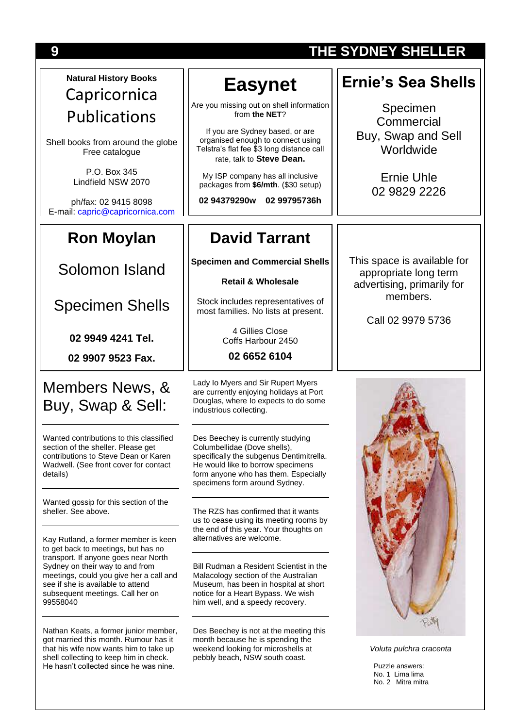**Natural History Books**

## Capricornica Publications

Shell books from around the globe
Free catalogue

P.O. Box 345
Lindfield NSW 2070

ph/fax: 02 9415 8098
E-mail: capric@capricornica.com

## Easynet

Are you missing out on shell information from **the NET**?

If you are Sydney based, or are organised enough to connect using Telstra's flat fee $3 long distance call rate, talk to **Steve Dean.**

My ISP company has all inclusive packages from **$6/mth**. ($30 setup)

**02 94379290w  02 99795736h**

## Ernie's Sea Shells

Specimen
Commercial
Buy, Swap and Sell
Worldwide

Ernie Uhle
02 9829 2226

## Ron Moylan

Solomon Island

Specimen Shells

**02 9949 4241 Tel.**

**02 9907 9523 Fax.**

## David Tarrant

**Specimen and Commercial Shells**

**Retail & Wholesale**

Stock includes representatives of most families. No lists at present.

4 Gillies Close
Coffs Harbour 2450

**02 6652 6104**

This space is available for appropriate long term advertising, primarily for members.

Call 02 9979 5736

# Members News, & Buy, Swap & Sell:

Wanted contributions to this classified section of the sheller. Please get contributions to Steve Dean or Karen Wadwell. (See front cover for contact details)

Wanted gossip for this section of the sheller. See above.

Kay Rutland, a former member is keen to get back to meetings, but has no transport. If anyone goes near North Sydney on their way to and from meetings, could you give her a call and see if she is available to attend subsequent meetings. Call her on 99558040

Nathan Keats, a former junior member, got married this month. Rumour has it that his wife now wants him to take up shell collecting to keep him in check. He hasn't collected since he was nine.

Lady Io Myers and Sir Rupert Myers are currently enjoying holidays at Port Douglas, where Io expects to do some industrious collecting.

Des Beechey is currently studying Columbellidae (Dove shells), specifically the subgenus Dentimitrella. He would like to borrow specimens form anyone who has them. Especially specimens form around Sydney.

The RZS has confirmed that it wants us to cease using its meeting rooms by the end of this year. Your thoughts on alternatives are welcome.

Bill Rudman a Resident Scientist in the Malacology section of the Australian Museum, has been in hospital at short notice for a Heart Bypass. We wish him well, and a speedy recovery.

Des Beechey is not at the meeting this month because he is spending the weekend looking for microshells at pebbly beach, NSW south coast.

*Voluta pulchra cracenta*

Puzzle answers:
No. 1 Lima lima
No. 2 Mitra mitra